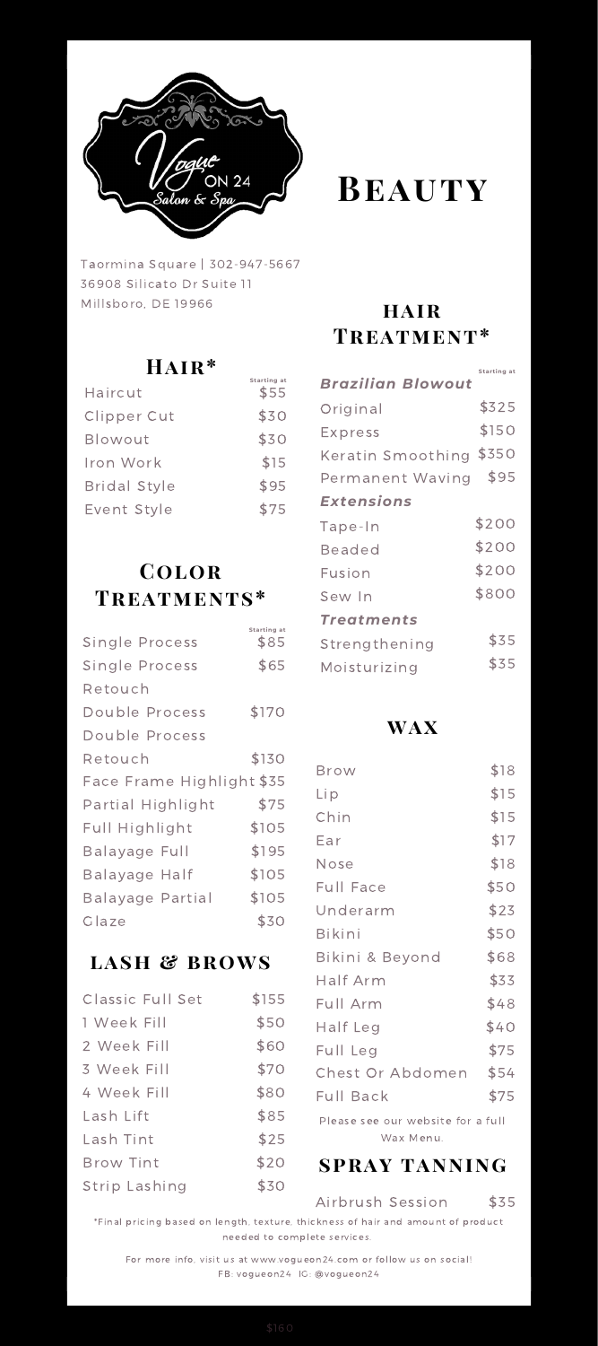# Beauty

Vogue ON 24 Salon & Spa

Taormina Square | 302-947-5667
36908 Silicato Dr Suite 11
Millsboro, DE 19966

## Hair*

| | Starting at |
|---|---|
| Haircut | $55 |
| Clipper Cut | $30 |
| Blowout | $30 |
| Iron Work | $15 |
| Bridal Style | $95 |
| Event Style | $75 |

## Color Treatments*

| | Starting at |
|---|---|
| Single Process | $85 |
| Single Process Retouch | $65 |
| Double Process | $170 |
| Double Process Retouch | $130 |
| Face Frame Highlight | $35 |
| Partial Highlight | $75 |
| Full Highlight | $105 |
| Balayage Full | $195 |
| Balayage Half | $105 |
| Balayage Partial | $105 |
| Glaze | $30 |

## Lash & Brows

| | |
|---|---|
| Classic Full Set | $155 |
| 1 Week Fill | $50 |
| 2 Week Fill | $60 |
| 3 Week Fill | $70 |
| 4 Week Fill | $80 |
| Lash Lift | $85 |
| Lash Tint | $25 |
| Brow Tint | $20 |
| Strip Lashing | $30 |

## Hair Treatment*

| | Starting at |
|---|---|
| ***Brazilian Blowout*** | |
| Original | $325 |
| Express | $150 |
| Keratin Smoothing | $350 |
| Permanent Waving | $95 |
| ***Extensions*** | |
| Tape-In | $200 |
| Beaded | $200 |
| Fusion | $200 |
| Sew In | $800 |
| ***Treatments*** | |
| Strengthening | $35 |
| Moisturizing | $35 |

## Wax

| | |
|---|---|
| Brow | $18 |
| Lip | $15 |
| Chin | $15 |
| Ear | $17 |
| Nose | $18 |
| Full Face | $50 |
| Underarm | $23 |
| Bikini | $50 |
| Bikini & Beyond | $68 |
| Half Arm | $33 |
| Full Arm | $48 |
| Half Leg | $40 |
| Full Leg | $75 |
| Chest Or Abdomen | $54 |
| Full Back | $75 |

Please see our website for a full Wax Menu.

## Spray Tanning

| | |
|---|---|
| Airbrush Session | $35 |

*Final pricing based on length, texture, thickness of hair and amount of product needed to complete services.

For more info, visit us at www.vogueon24.com or follow us on social!
FB: vogueon24 IG: @vogueon24

$160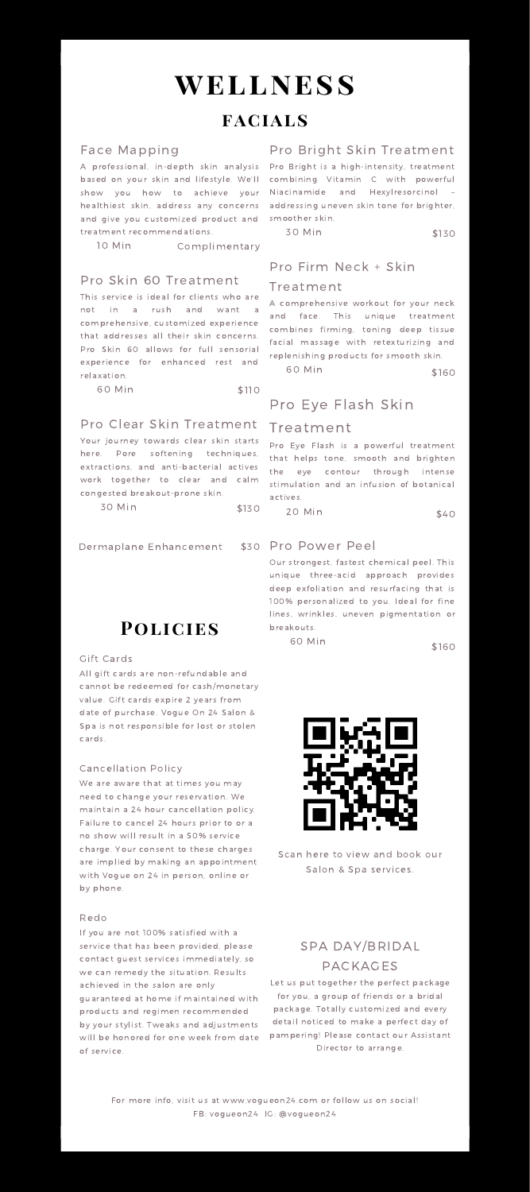# WELLNESS

## FACIALS

### Face Mapping

A professional, in-depth skin analysis based on your skin and lifestyle. We'll show you how to achieve your healthiest skin, address any concerns and give you customized product and treatment recommendations.

10 Min — Complimentary

### Pro Skin 60 Treatment

This service is ideal for clients who are not in a rush and want a comprehensive, customized experience that addresses all their skin concerns. Pro Skin 60 allows for full sensorial experience for enhanced rest and relaxation.

60 Min — $110

### Pro Clear Skin Treatment

Your journey towards clear skin starts here. Pore softening techniques, extractions, and anti-bacterial actives work together to clear and calm congested breakout-prone skin.

30 Min — $130

Dermaplane Enhancement — $30

### Pro Bright Skin Treatment

Pro Bright is a high-intensity, treatment combining Vitamin C with powerful Niacinamide and Hexylresorcinol - addressing uneven skin tone for brighter, smoother skin.

30 Min — $130

### Pro Firm Neck + Skin Treatment

A comprehensive workout for your neck and face. This unique treatment combines firming, toning deep tissue facial massage with retexturizing and replenishing products for smooth skin.

60 Min — $160

### Pro Eye Flash Skin Treatment

Pro Eye Flash is a powerful treatment that helps tone, smooth and brighten the eye contour through intense stimulation and an infusion of botanical actives.

20 Min — $40

### Pro Power Peel

Our strongest, fastest chemical peel. This unique three-acid approach provides deep exfoliation and resurfacing that is 100% personalized to you. Ideal for fine lines, wrinkles, uneven pigmentation or breakouts.

60 Min — $160

## Policies

### Gift Cards

All gift cards are non-refundable and cannot be redeemed for cash/monetary value. Gift cards expire 2 years from date of purchase. Vogue On 24 Salon & Spa is not responsible for lost or stolen cards.

### Cancellation Policy

We are aware that at times you may need to change your reservation. We maintain a 24 hour cancellation policy. Failure to cancel 24 hours prior to or a no show will result in a 50% service charge. Your consent to these charges are implied by making an appointment with Vogue on 24 in person, online or by phone.

### Redo

If you are not 100% satisfied with a service that has been provided, please contact guest services immediately, so we can remedy the situation. Results achieved in the salon are only guaranteed at home if maintained with products and regimen recommended by your stylist. Tweaks and adjustments will be honored for one week from date of service.

Scan here to view and book our Salon & Spa services.

## SPA DAY/BRIDAL PACKAGES

Let us put together the perfect package for you, a group of friends or a bridal package. Totally customized and every detail noticed to make a perfect day of pampering! Please contact our Assistant Director to arrange.

For more info, visit us at www.vogueon24.com or follow us on social!
FB: vogueon24 IG: @vogueon24